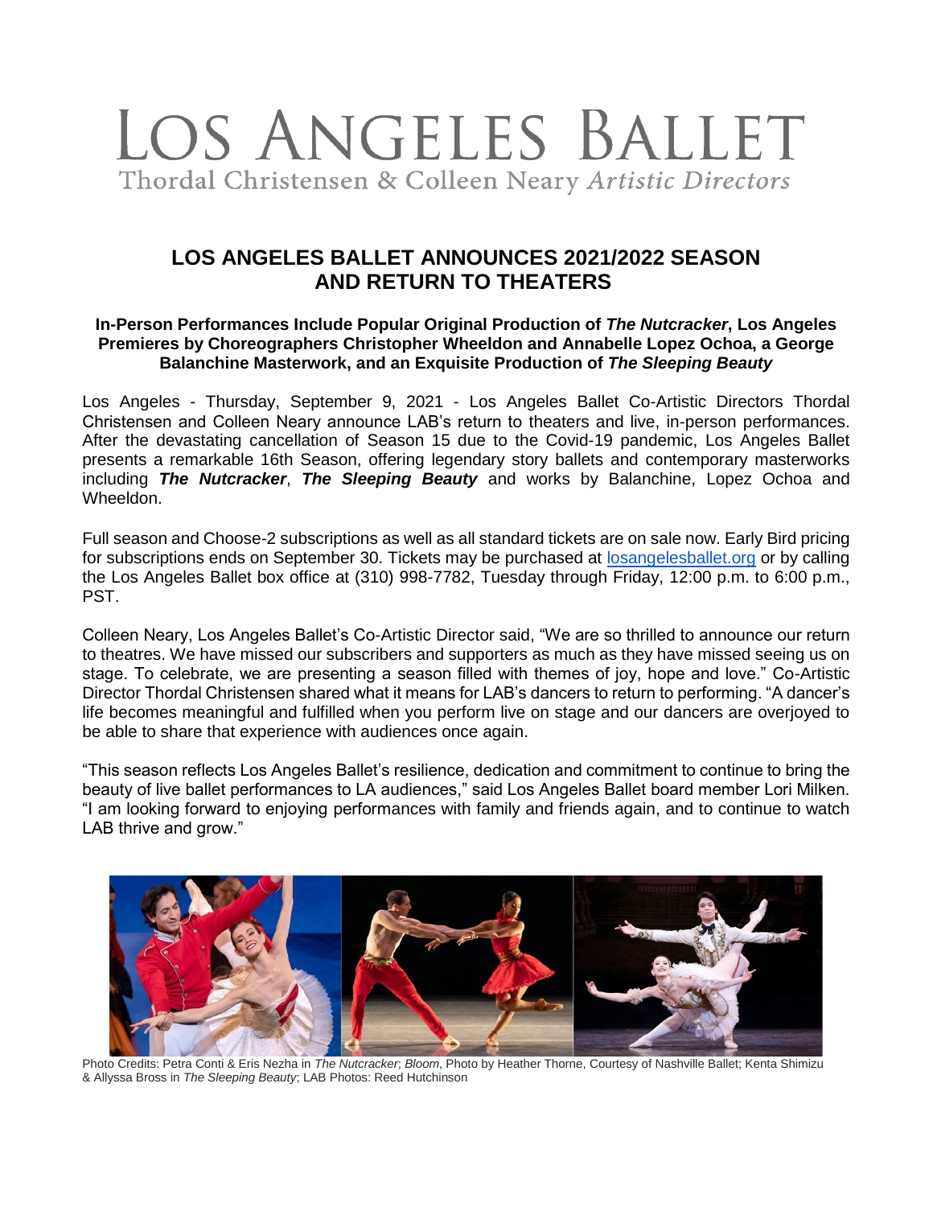# LOS ANGELES BALLET

Thordal Christensen & Colleen Neary *Artistic Directors*

## LOS ANGELES BALLET ANNOUNCES 2021/2022 SEASON AND RETURN TO THEATERS

### In-Person Performances Include Popular Original Production of *The Nutcracker*, Los Angeles Premieres by Choreographers Christopher Wheeldon and Annabelle Lopez Ochoa, a George Balanchine Masterwork, and an Exquisite Production of *The Sleeping Beauty*

Los Angeles - Thursday, September 9, 2021 - Los Angeles Ballet Co-Artistic Directors Thordal Christensen and Colleen Neary announce LAB's return to theaters and live, in-person performances. After the devastating cancellation of Season 15 due to the Covid-19 pandemic, Los Angeles Ballet presents a remarkable 16th Season, offering legendary story ballets and contemporary masterworks including ***The Nutcracker***, ***The Sleeping Beauty*** and works by Balanchine, Lopez Ochoa and Wheeldon.

Full season and Choose-2 subscriptions as well as all standard tickets are on sale now. Early Bird pricing for subscriptions ends on September 30. Tickets may be purchased at [losangelesballet.org](losangelesballet.org) or by calling the Los Angeles Ballet box office at (310) 998-7782, Tuesday through Friday, 12:00 p.m. to 6:00 p.m., PST.

Colleen Neary, Los Angeles Ballet's Co-Artistic Director said, "We are so thrilled to announce our return to theatres. We have missed our subscribers and supporters as much as they have missed seeing us on stage. To celebrate, we are presenting a season filled with themes of joy, hope and love." Co-Artistic Director Thordal Christensen shared what it means for LAB's dancers to return to performing. "A dancer's life becomes meaningful and fulfilled when you perform live on stage and our dancers are overjoyed to be able to share that experience with audiences once again.

"This season reflects Los Angeles Ballet's resilience, dedication and commitment to continue to bring the beauty of live ballet performances to LA audiences," said Los Angeles Ballet board member Lori Milken. "I am looking forward to enjoying performances with family and friends again, and to continue to watch LAB thrive and grow."

Photo Credits: Petra Conti & Eris Nezha in *The Nutcracker*; *Bloom*, Photo by Heather Thorne, Courtesy of Nashville Ballet; Kenta Shimizu & Allyssa Bross in *The Sleeping Beauty*; LAB Photos: Reed Hutchinson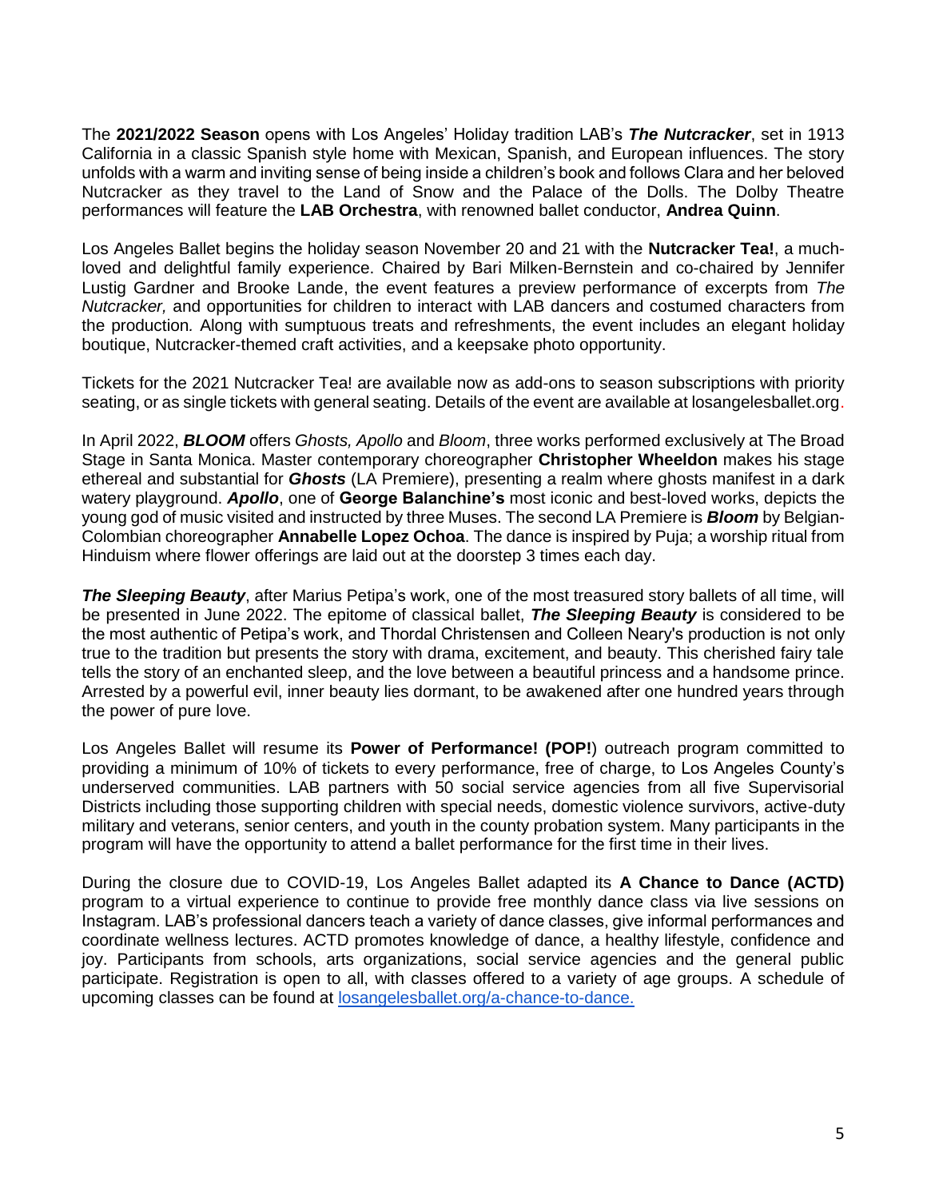The **2021/2022 Season** opens with Los Angeles' Holiday tradition LAB's ***The Nutcracker***, set in 1913 California in a classic Spanish style home with Mexican, Spanish, and European influences. The story unfolds with a warm and inviting sense of being inside a children's book and follows Clara and her beloved Nutcracker as they travel to the Land of Snow and the Palace of the Dolls. The Dolby Theatre performances will feature the **LAB Orchestra**, with renowned ballet conductor, **Andrea Quinn**.

Los Angeles Ballet begins the holiday season November 20 and 21 with the **Nutcracker Tea!**, a much-loved and delightful family experience. Chaired by Bari Milken-Bernstein and co-chaired by Jennifer Lustig Gardner and Brooke Lande, the event features a preview performance of excerpts from *The Nutcracker,* and opportunities for children to interact with LAB dancers and costumed characters from the production*.* Along with sumptuous treats and refreshments, the event includes an elegant holiday boutique, Nutcracker-themed craft activities, and a keepsake photo opportunity.

Tickets for the 2021 Nutcracker Tea! are available now as add-ons to season subscriptions with priority seating, or as single tickets with general seating. Details of the event are available at losangelesballet.org.

In April 2022, ***BLOOM*** offers *Ghosts, Apollo* and *Bloom*, three works performed exclusively at The Broad Stage in Santa Monica. Master contemporary choreographer **Christopher Wheeldon** makes his stage ethereal and substantial for ***Ghosts*** (LA Premiere), presenting a realm where ghosts manifest in a dark watery playground. ***Apollo***, one of **George Balanchine's** most iconic and best-loved works, depicts the young god of music visited and instructed by three Muses. The second LA Premiere is ***Bloom*** by Belgian-Colombian choreographer **Annabelle Lopez Ochoa**. The dance is inspired by Puja; a worship ritual from Hinduism where flower offerings are laid out at the doorstep 3 times each day.

***The Sleeping Beauty***, after Marius Petipa's work, one of the most treasured story ballets of all time, will be presented in June 2022. The epitome of classical ballet, ***The Sleeping Beauty*** is considered to be the most authentic of Petipa's work, and Thordal Christensen and Colleen Neary's production is not only true to the tradition but presents the story with drama, excitement, and beauty. This cherished fairy tale tells the story of an enchanted sleep, and the love between a beautiful princess and a handsome prince. Arrested by a powerful evil, inner beauty lies dormant, to be awakened after one hundred years through the power of pure love.

Los Angeles Ballet will resume its **Power of Performance! (POP!**) outreach program committed to providing a minimum of 10% of tickets to every performance, free of charge, to Los Angeles County's underserved communities. LAB partners with 50 social service agencies from all five Supervisorial Districts including those supporting children with special needs, domestic violence survivors, active-duty military and veterans, senior centers, and youth in the county probation system. Many participants in the program will have the opportunity to attend a ballet performance for the first time in their lives.

During the closure due to COVID-19, Los Angeles Ballet adapted its **A Chance to Dance (ACTD)** program to a virtual experience to continue to provide free monthly dance class via live sessions on Instagram. LAB's professional dancers teach a variety of dance classes, give informal performances and coordinate wellness lectures. ACTD promotes knowledge of dance, a healthy lifestyle, confidence and joy. Participants from schools, arts organizations, social service agencies and the general public participate. Registration is open to all, with classes offered to a variety of age groups. A schedule of upcoming classes can be found at losangelesballet.org/a-chance-to-dance.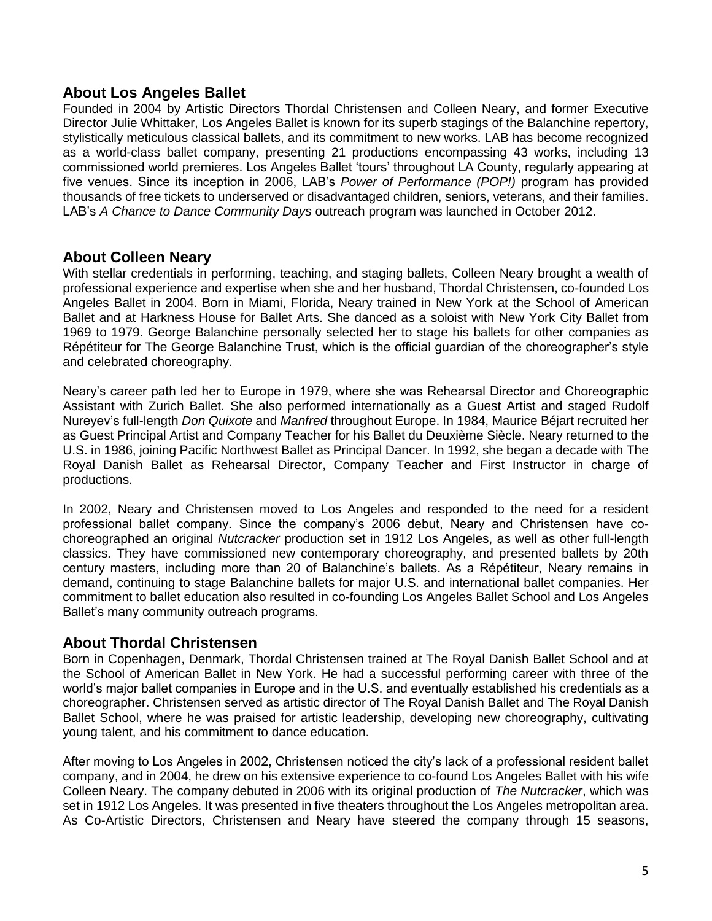## About Los Angeles Ballet

Founded in 2004 by Artistic Directors Thordal Christensen and Colleen Neary, and former Executive Director Julie Whittaker, Los Angeles Ballet is known for its superb stagings of the Balanchine repertory, stylistically meticulous classical ballets, and its commitment to new works. LAB has become recognized as a world-class ballet company, presenting 21 productions encompassing 43 works, including 13 commissioned world premieres. Los Angeles Ballet 'tours' throughout LA County, regularly appearing at five venues. Since its inception in 2006, LAB's *Power of Performance (POP!)* program has provided thousands of free tickets to underserved or disadvantaged children, seniors, veterans, and their families. LAB's *A Chance to Dance Community Days* outreach program was launched in October 2012.

## About Colleen Neary

With stellar credentials in performing, teaching, and staging ballets, Colleen Neary brought a wealth of professional experience and expertise when she and her husband, Thordal Christensen, co-founded Los Angeles Ballet in 2004. Born in Miami, Florida, Neary trained in New York at the School of American Ballet and at Harkness House for Ballet Arts. She danced as a soloist with New York City Ballet from 1969 to 1979. George Balanchine personally selected her to stage his ballets for other companies as Répétiteur for The George Balanchine Trust, which is the official guardian of the choreographer's style and celebrated choreography.

Neary's career path led her to Europe in 1979, where she was Rehearsal Director and Choreographic Assistant with Zurich Ballet. She also performed internationally as a Guest Artist and staged Rudolf Nureyev's full-length *Don Quixote* and *Manfred* throughout Europe. In 1984, Maurice Béjart recruited her as Guest Principal Artist and Company Teacher for his Ballet du Deuxième Siècle. Neary returned to the U.S. in 1986, joining Pacific Northwest Ballet as Principal Dancer. In 1992, she began a decade with The Royal Danish Ballet as Rehearsal Director, Company Teacher and First Instructor in charge of productions.

In 2002, Neary and Christensen moved to Los Angeles and responded to the need for a resident professional ballet company. Since the company's 2006 debut, Neary and Christensen have co-choreographed an original *Nutcracker* production set in 1912 Los Angeles, as well as other full-length classics. They have commissioned new contemporary choreography, and presented ballets by 20th century masters, including more than 20 of Balanchine's ballets. As a Répétiteur, Neary remains in demand, continuing to stage Balanchine ballets for major U.S. and international ballet companies. Her commitment to ballet education also resulted in co-founding Los Angeles Ballet School and Los Angeles Ballet's many community outreach programs.

## About Thordal Christensen

Born in Copenhagen, Denmark, Thordal Christensen trained at The Royal Danish Ballet School and at the School of American Ballet in New York. He had a successful performing career with three of the world's major ballet companies in Europe and in the U.S. and eventually established his credentials as a choreographer. Christensen served as artistic director of The Royal Danish Ballet and The Royal Danish Ballet School, where he was praised for artistic leadership, developing new choreography, cultivating young talent, and his commitment to dance education.

After moving to Los Angeles in 2002, Christensen noticed the city's lack of a professional resident ballet company, and in 2004, he drew on his extensive experience to co-found Los Angeles Ballet with his wife Colleen Neary. The company debuted in 2006 with its original production of *The Nutcracker*, which was set in 1912 Los Angeles. It was presented in five theaters throughout the Los Angeles metropolitan area. As Co-Artistic Directors, Christensen and Neary have steered the company through 15 seasons,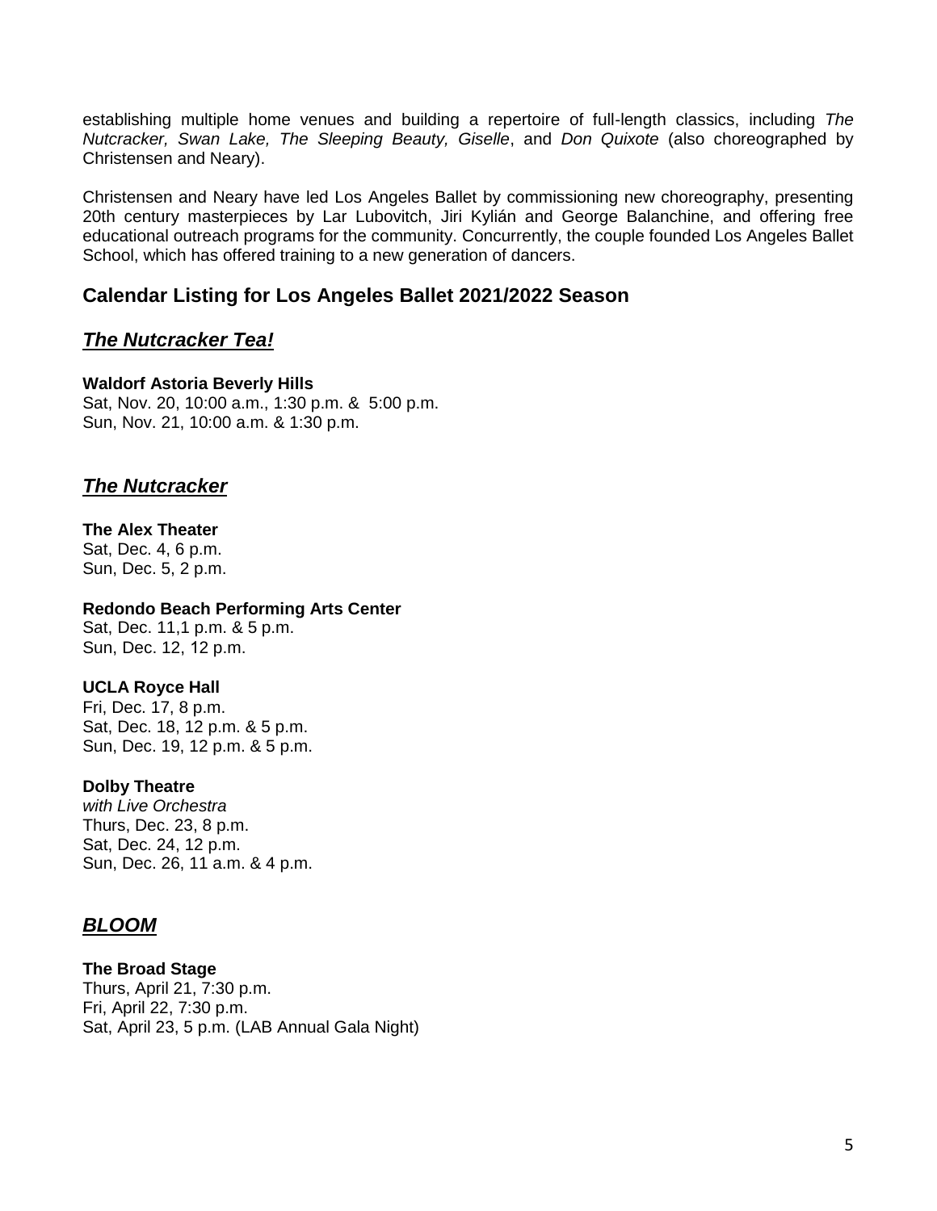establishing multiple home venues and building a repertoire of full-length classics, including *The Nutcracker, Swan Lake, The Sleeping Beauty, Giselle*, and *Don Quixote* (also choreographed by Christensen and Neary).

Christensen and Neary have led Los Angeles Ballet by commissioning new choreography, presenting 20th century masterpieces by Lar Lubovitch, Jiri Kylián and George Balanchine, and offering free educational outreach programs for the community. Concurrently, the couple founded Los Angeles Ballet School, which has offered training to a new generation of dancers.

## Calendar Listing for Los Angeles Ballet 2021/2022 Season

### ***The Nutcracker Tea!***

**Waldorf Astoria Beverly Hills**
Sat, Nov. 20, 10:00 a.m., 1:30 p.m. & 5:00 p.m.
Sun, Nov. 21, 10:00 a.m. & 1:30 p.m.

### ***The Nutcracker***

**The Alex Theater**
Sat, Dec. 4, 6 p.m.
Sun, Dec. 5, 2 p.m.

**Redondo Beach Performing Arts Center**
Sat, Dec. 11,1 p.m. & 5 p.m.
Sun, Dec. 12, 12 p.m.

**UCLA Royce Hall**
Fri, Dec. 17, 8 p.m.
Sat, Dec. 18, 12 p.m. & 5 p.m.
Sun, Dec. 19, 12 p.m. & 5 p.m.

**Dolby Theatre**
*with Live Orchestra*
Thurs, Dec. 23, 8 p.m.
Sat, Dec. 24, 12 p.m.
Sun, Dec. 26, 11 a.m. & 4 p.m.

### ***BLOOM***

**The Broad Stage**
Thurs, April 21, 7:30 p.m.
Fri, April 22, 7:30 p.m.
Sat, April 23, 5 p.m. (LAB Annual Gala Night)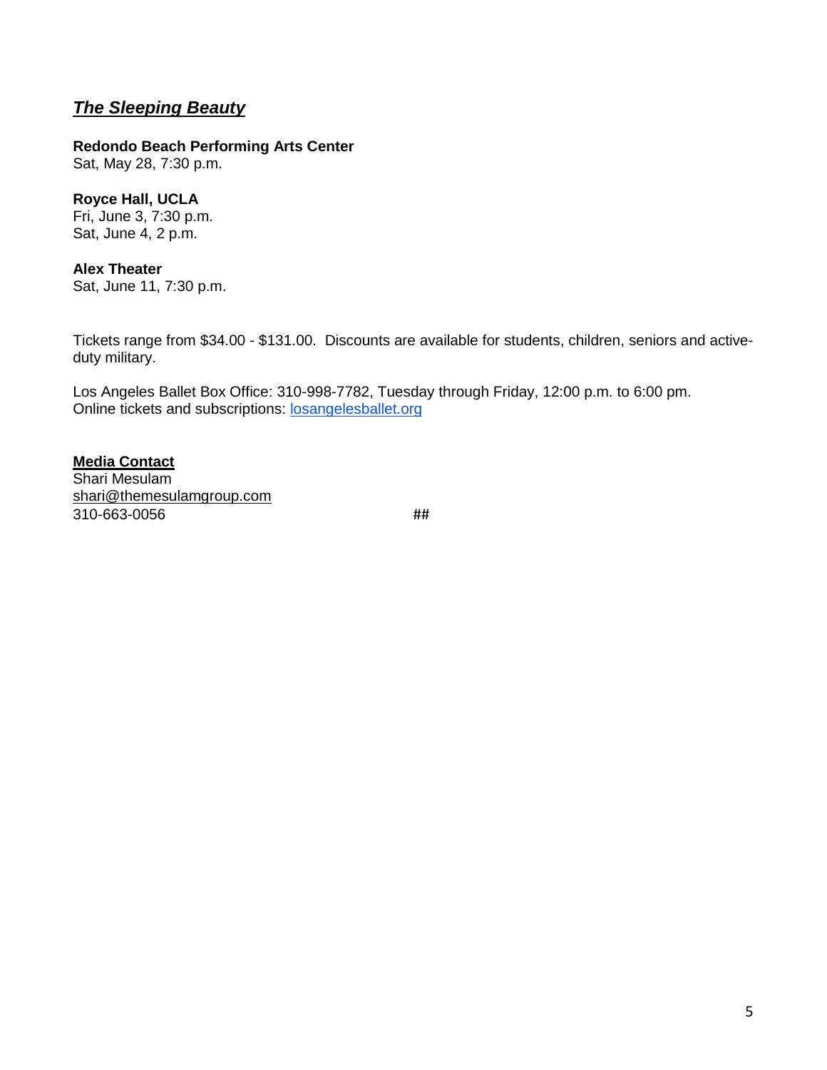## ***The Sleeping Beauty***

**Redondo Beach Performing Arts Center**
Sat, May 28, 7:30 p.m.

**Royce Hall, UCLA**
Fri, June 3, 7:30 p.m.
Sat, June 4, 2 p.m.

**Alex Theater**
Sat, June 11, 7:30 p.m.

Tickets range from $34.00 - $131.00. Discounts are available for students, children, seniors and active-duty military.

Los Angeles Ballet Box Office: 310-998-7782, Tuesday through Friday, 12:00 p.m. to 6:00 pm.
Online tickets and subscriptions: [losangelesballet.org](losangelesballet.org)

**Media Contact**
Shari Mesulam
shari@themesulamgroup.com
310-663-0056

##